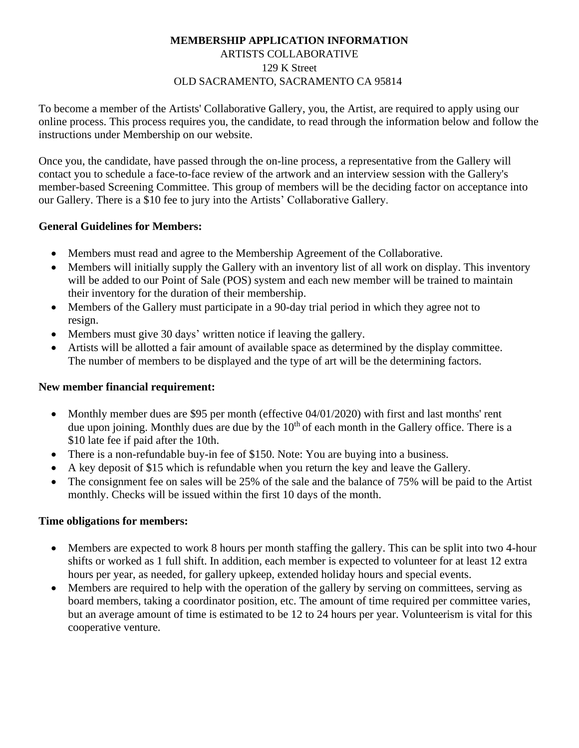**MEMBERSHIP APPLICATION INFORMATION**

ARTISTS COLLABORATIVE

129 K Street

OLD SACRAMENTO, SACRAMENTO CA 95814

To become a member of the Artists' Collaborative Gallery, you, the Artist, are required to apply using our online process. This process requires you, the candidate, to read through the information below and follow the instructions under Membership on our website.

Once you, the candidate, have passed through the on-line process, a representative from the Gallery will contact you to schedule a face-to-face review of the artwork and an interview session with the Gallery's member-based Screening Committee. This group of members will be the deciding factor on acceptance into our Gallery. There is a $10 fee to jury into the Artists' Collaborative Gallery.

**General Guidelines for Members:**

- Members must read and agree to the Membership Agreement of the Collaborative.
- Members will initially supply the Gallery with an inventory list of all work on display. This inventory will be added to our Point of Sale (POS) system and each new member will be trained to maintain their inventory for the duration of their membership.
- Members of the Gallery must participate in a 90-day trial period in which they agree not to resign.
- Members must give 30 days' written notice if leaving the gallery.
- Artists will be allotted a fair amount of available space as determined by the display committee. The number of members to be displayed and the type of art will be the determining factors.

**New member financial requirement:**

- Monthly member dues are $95 per month (effective 04/01/2020) with first and last months' rent due upon joining. Monthly dues are due by the 10th of each month in the Gallery office. There is a $10 late fee if paid after the 10th.
- There is a non-refundable buy-in fee of $150. Note: You are buying into a business.
- A key deposit of $15 which is refundable when you return the key and leave the Gallery.
- The consignment fee on sales will be 25% of the sale and the balance of 75% will be paid to the Artist monthly. Checks will be issued within the first 10 days of the month.

**Time obligations for members:**

- Members are expected to work 8 hours per month staffing the gallery. This can be split into two 4-hour shifts or worked as 1 full shift. In addition, each member is expected to volunteer for at least 12 extra hours per year, as needed, for gallery upkeep, extended holiday hours and special events.
- Members are required to help with the operation of the gallery by serving on committees, serving as board members, taking a coordinator position, etc. The amount of time required per committee varies, but an average amount of time is estimated to be 12 to 24 hours per year. Volunteerism is vital for this cooperative venture.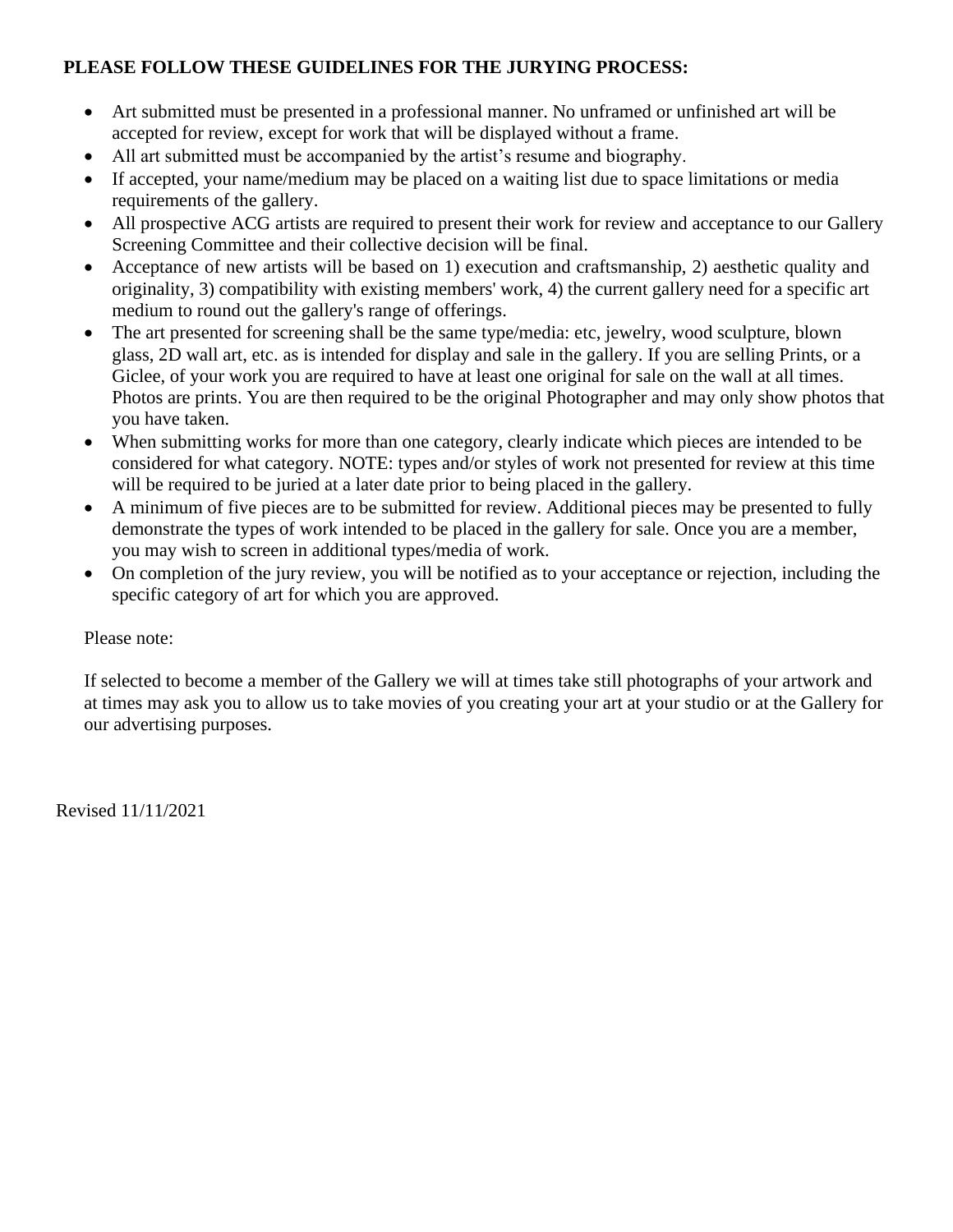**PLEASE FOLLOW THESE GUIDELINES FOR THE JURYING PROCESS:**

- Art submitted must be presented in a professional manner. No unframed or unfinished art will be accepted for review, except for work that will be displayed without a frame.
- All art submitted must be accompanied by the artist's resume and biography.
- If accepted, your name/medium may be placed on a waiting list due to space limitations or media requirements of the gallery.
- All prospective ACG artists are required to present their work for review and acceptance to our Gallery Screening Committee and their collective decision will be final.
- Acceptance of new artists will be based on 1) execution and craftsmanship, 2) aesthetic quality and originality, 3) compatibility with existing members' work, 4) the current gallery need for a specific art medium to round out the gallery's range of offerings.
- The art presented for screening shall be the same type/media: etc, jewelry, wood sculpture, blown glass, 2D wall art, etc. as is intended for display and sale in the gallery. If you are selling Prints, or a Giclee, of your work you are required to have at least one original for sale on the wall at all times. Photos are prints. You are then required to be the original Photographer and may only show photos that you have taken.
- When submitting works for more than one category, clearly indicate which pieces are intended to be considered for what category. NOTE: types and/or styles of work not presented for review at this time will be required to be juried at a later date prior to being placed in the gallery.
- A minimum of five pieces are to be submitted for review. Additional pieces may be presented to fully demonstrate the types of work intended to be placed in the gallery for sale. Once you are a member, you may wish to screen in additional types/media of work.
- On completion of the jury review, you will be notified as to your acceptance or rejection, including the specific category of art for which you are approved.

Please note:

If selected to become a member of the Gallery we will at times take still photographs of your artwork and at times may ask you to allow us to take movies of you creating your art at your studio or at the Gallery for our advertising purposes.

Revised 11/11/2021